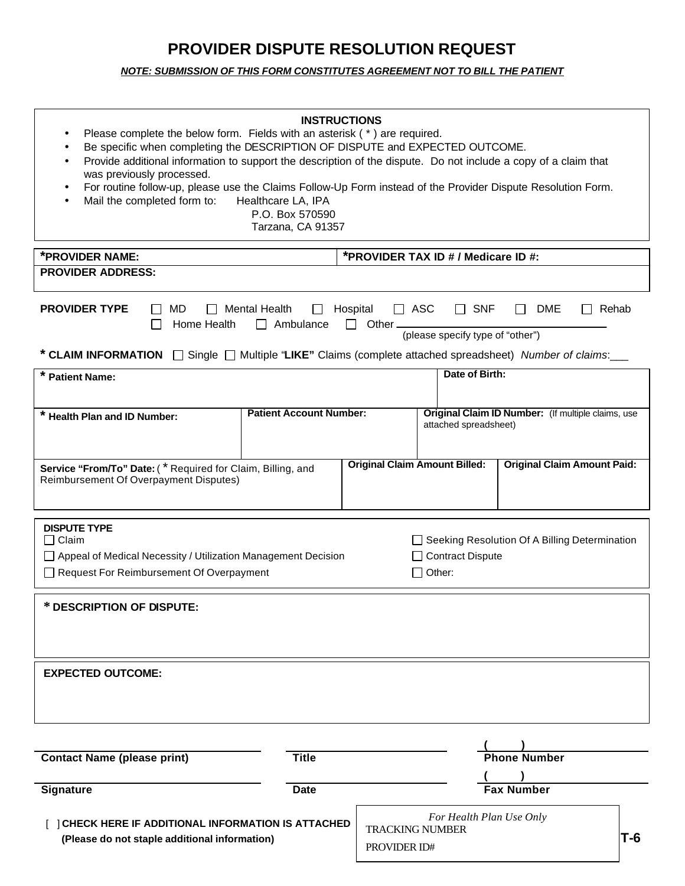# PROVIDER DISPUTE RESOLUTION REQUEST

***NOTE: SUBMISSION OF THIS FORM CONSTITUTES AGREEMENT NOT TO BILL THE PATIENT***

**INSTRUCTIONS**

- Please complete the below form. Fields with an asterisk ( * ) are required.
- Be specific when completing the DESCRIPTION OF DISPUTE and EXPECTED OUTCOME.
- Provide additional information to support the description of the dispute. Do not include a copy of a claim that was previously processed.
- For routine follow-up, please use the Claims Follow-Up Form instead of the Provider Dispute Resolution Form.
- Mail the completed form to: Healthcare LA, IPA
  P.O. Box 570590
  Tarzana, CA 91357

| ***PROVIDER NAME:** | ***PROVIDER TAX ID # / Medicare ID #:** |
|---|---|
| **PROVIDER ADDRESS:** | |

**PROVIDER TYPE** ☐ MD ☐ Mental Health ☐ Hospital ☐ ASC ☐ SNF ☐ DME ☐ Rehab
☐ Home Health ☐ Ambulance ☐ Other ________________________ (please specify type of "other")

**\* CLAIM INFORMATION** ☐ Single ☐ Multiple "**LIKE**" Claims (complete attached spreadsheet) *Number of claims*:___

| **\* Patient Name:** | | **Date of Birth:** |
|---|---|---|
| **\* Health Plan and ID Number:** | **Patient Account Number:** | **Original Claim ID Number:** (If multiple claims, use attached spreadsheet) |
| **Service "From/To" Date:** ( * Required for Claim, Billing, and Reimbursement Of Overpayment Disputes) | **Original Claim Amount Billed:** | **Original Claim Amount Paid:** |

**DISPUTE TYPE**

☐ Claim
☐ Appeal of Medical Necessity / Utilization Management Decision
☐ Request For Reimbursement Of Overpayment
☐ Seeking Resolution Of A Billing Determination
☐ Contract Dispute
☐ Other:

**\* DESCRIPTION OF DISPUTE:**

**EXPECTED OUTCOME:**

| **Contact Name (please print)** | **Title** | **Phone Number** ( ) |
|---|---|---|
| **Signature** | **Date** | **Fax Number** ( ) |

[ ] **CHECK HERE IF ADDITIONAL INFORMATION IS ATTACHED**
**(Please do not staple additional information)**

*For Health Plan Use Only*
TRACKING NUMBER
PROVIDER ID#

**T-6**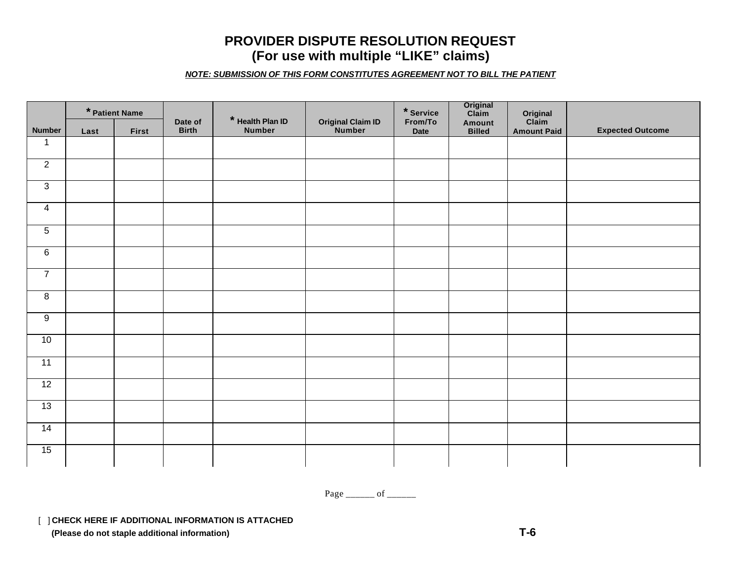# PROVIDER DISPUTE RESOLUTION REQUEST
## (For use with multiple "LIKE" claims)

***NOTE: SUBMISSION OF THIS FORM CONSTITUTES AGREEMENT NOT TO BILL THE PATIENT***

| Number | * Patient Name | | Date of Birth | * Health Plan ID Number | Original Claim ID Number | * Service From/To Date | Original Claim Amount Billed | Original Claim Amount Paid | Expected Outcome |
|---|---|---|---|---|---|---|---|---|---|
| | Last | First | | | | | | | |
| 1 | | | | | | | | | |
| 2 | | | | | | | | | |
| 3 | | | | | | | | | |
| 4 | | | | | | | | | |
| 5 | | | | | | | | | |
| 6 | | | | | | | | | |
| 7 | | | | | | | | | |
| 8 | | | | | | | | | |
| 9 | | | | | | | | | |
| 10 | | | | | | | | | |
| 11 | | | | | | | | | |
| 12 | | | | | | | | | |
| 13 | | | | | | | | | |
| 14 | | | | | | | | | |
| 15 | | | | | | | | | |

Page ______ of ______

[ ] **CHECK HERE IF ADDITIONAL INFORMATION IS ATTACHED**
**(Please do not staple additional information)**

**T-6**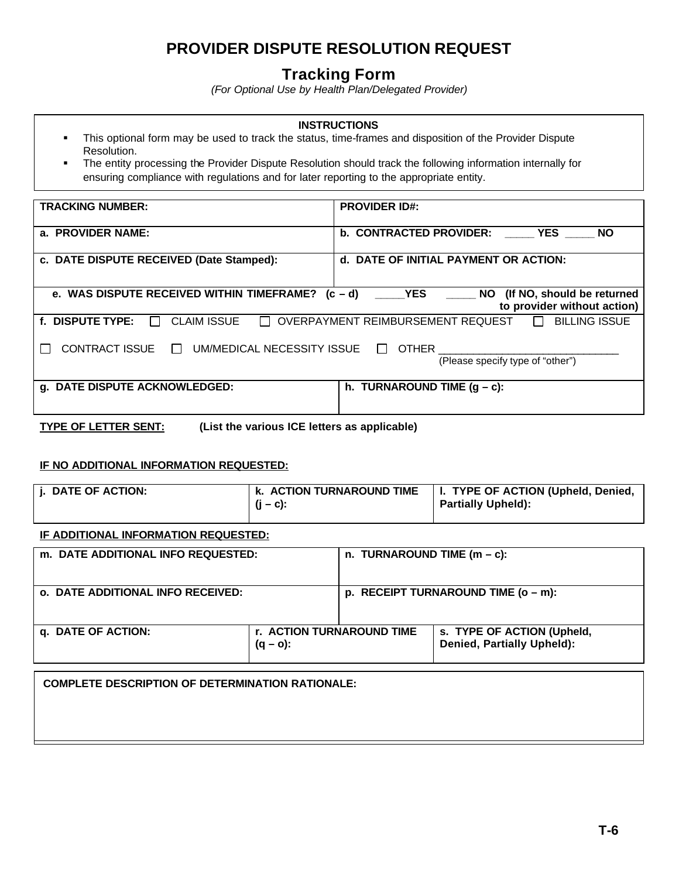# PROVIDER DISPUTE RESOLUTION REQUEST

## Tracking Form

*(For Optional Use by Health Plan/Delegated Provider)*

**INSTRUCTIONS**

- This optional form may be used to track the status, time-frames and disposition of the Provider Dispute Resolution.
- The entity processing the Provider Dispute Resolution should track the following information internally for ensuring compliance with regulations and for later reporting to the appropriate entity.

| | |
|---|---|
| **TRACKING NUMBER:** | **PROVIDER ID#:** |
| **a. PROVIDER NAME:** | **b. CONTRACTED PROVIDER:** _____ **YES** _____ **NO** |
| **c. DATE DISPUTE RECEIVED (Date Stamped):** | **d. DATE OF INITIAL PAYMENT OR ACTION:** |
| **e. WAS DISPUTE RECEIVED WITHIN TIMEFRAME? (c – d)** _____**YES** _____ **NO (If NO, should be returned to provider without action)** | |
| **f. DISPUTE TYPE:** ☐ CLAIM ISSUE ☐ OVERPAYMENT REIMBURSEMENT REQUEST ☐ BILLING ISSUE ☐ CONTRACT ISSUE ☐ UM/MEDICAL NECESSITY ISSUE ☐ OTHER _______________________________ (Please specify type of "other") | |
| **g. DATE DISPUTE ACKNOWLEDGED:** | **h. TURNAROUND TIME (g – c):** |

**<u>TYPE OF LETTER SENT:</u>** **(List the various ICE letters as applicable)**

**<u>IF NO ADDITIONAL INFORMATION REQUESTED:</u>**

| | | |
|---|---|---|
| **j. DATE OF ACTION:** | **k. ACTION TURNAROUND TIME (j – c):** | **l. TYPE OF ACTION (Upheld, Denied, Partially Upheld):** |

**<u>IF ADDITIONAL INFORMATION REQUESTED:</u>**

| | | |
|---|---|---|
| **m. DATE ADDITIONAL INFO REQUESTED:** | | **n. TURNAROUND TIME (m – c):** |
| **o. DATE ADDITIONAL INFO RECEIVED:** | | **p. RECEIPT TURNAROUND TIME (o – m):** |
| **q. DATE OF ACTION:** | **r. ACTION TURNAROUND TIME (q – o):** | **s. TYPE OF ACTION (Upheld, Denied, Partially Upheld):** |

| |
|---|
| **COMPLETE DESCRIPTION OF DETERMINATION RATIONALE:** |

**T-6**